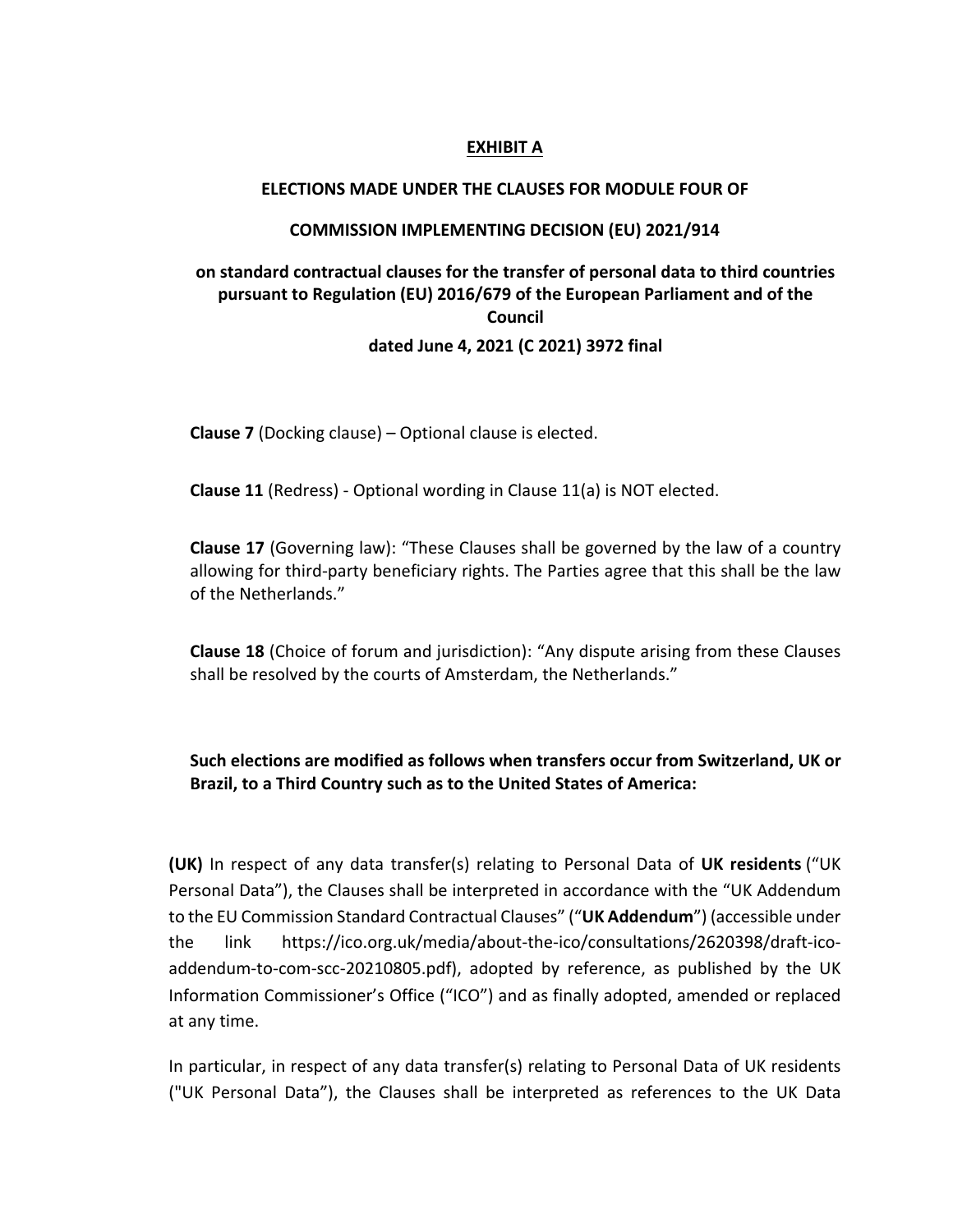# EXHIBIT A

## ELECTIONS MADE UNDER THE CLAUSES FOR MODULE FOUR OF

## COMMISSION IMPLEMENTING DECISION (EU) 2021/914

## on standard contractual clauses for the transfer of personal data to third countries pursuant to Regulation (EU) 2016/679 of the European Parliament and of the Council

## dated June 4, 2021 (C 2021) 3972 final

**Clause 7** (Docking clause) – Optional clause is elected.

**Clause 11** (Redress) - Optional wording in Clause 11(a) is NOT elected.

**Clause 17** (Governing law): "These Clauses shall be governed by the law of a country allowing for third-party beneficiary rights. The Parties agree that this shall be the law of the Netherlands."

**Clause 18** (Choice of forum and jurisdiction): "Any dispute arising from these Clauses shall be resolved by the courts of Amsterdam, the Netherlands."

**Such elections are modified as follows when transfers occur from Switzerland, UK or Brazil, to a Third Country such as to the United States of America:**

**(UK)** In respect of any data transfer(s) relating to Personal Data of **UK residents** ("UK Personal Data"), the Clauses shall be interpreted in accordance with the "UK Addendum to the EU Commission Standard Contractual Clauses" ("**UK Addendum**") (accessible under the link https://ico.org.uk/media/about-the-ico/consultations/2620398/draft-ico-addendum-to-com-scc-20210805.pdf), adopted by reference, as published by the UK Information Commissioner's Office ("ICO") and as finally adopted, amended or replaced at any time.

In particular, in respect of any data transfer(s) relating to Personal Data of UK residents ("UK Personal Data"), the Clauses shall be interpreted as references to the UK Data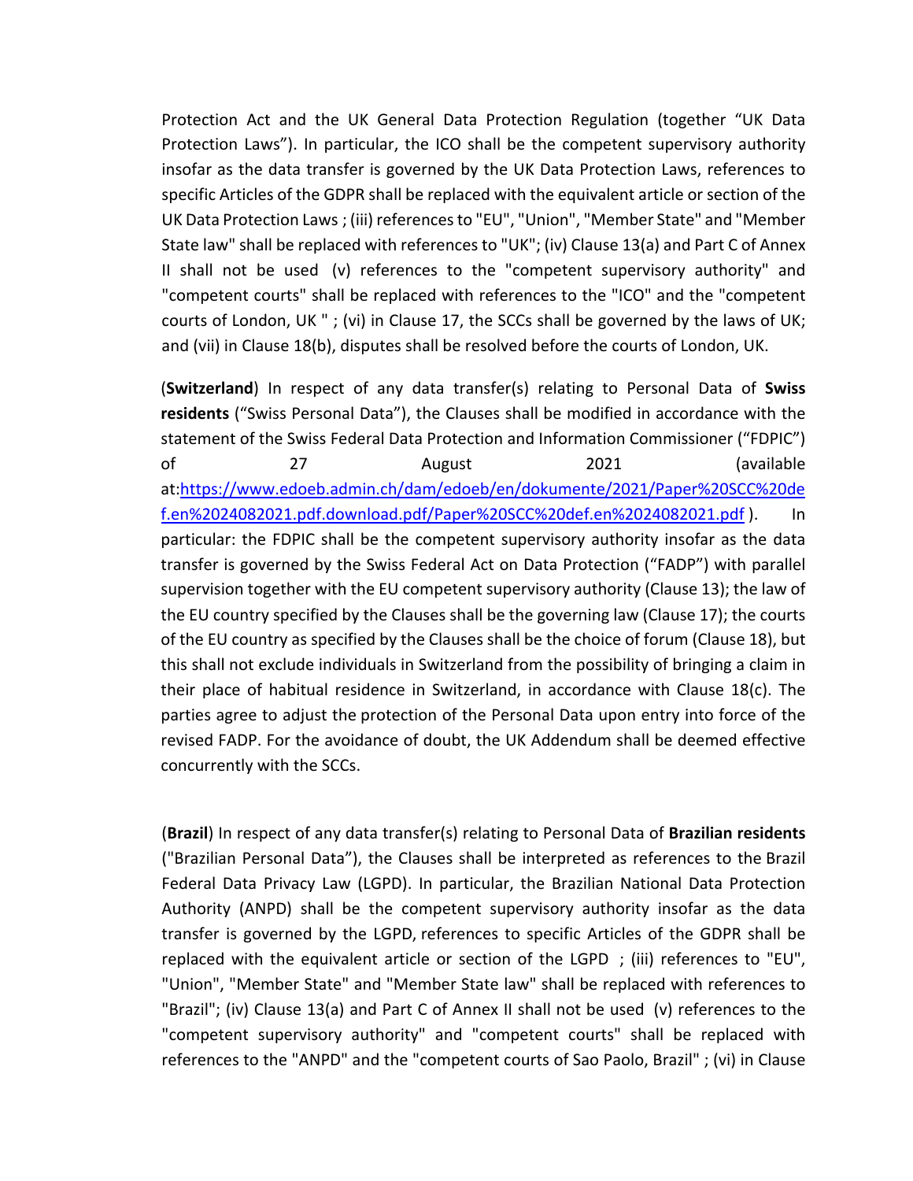Protection Act and the UK General Data Protection Regulation (together "UK Data Protection Laws"). In particular, the ICO shall be the competent supervisory authority insofar as the data transfer is governed by the UK Data Protection Laws, references to specific Articles of the GDPR shall be replaced with the equivalent article or section of the UK Data Protection Laws ; (iii) references to "EU", "Union", "Member State" and "Member State law" shall be replaced with references to "UK"; (iv) Clause 13(a) and Part C of Annex II shall not be used (v) references to the "competent supervisory authority" and "competent courts" shall be replaced with references to the "ICO" and the "competent courts of London, UK " ; (vi) in Clause 17, the SCCs shall be governed by the laws of UK; and (vii) in Clause 18(b), disputes shall be resolved before the courts of London, UK.

(**Switzerland**) In respect of any data transfer(s) relating to Personal Data of **Swiss residents** ("Swiss Personal Data"), the Clauses shall be modified in accordance with the statement of the Swiss Federal Data Protection and Information Commissioner ("FDPIC") of 27 August 2021 (available at:https://www.edoeb.admin.ch/dam/edoeb/en/dokumente/2021/Paper%20SCC%20def.en%2024082021.pdf.download.pdf/Paper%20SCC%20def.en%2024082021.pdf ). In particular: the FDPIC shall be the competent supervisory authority insofar as the data transfer is governed by the Swiss Federal Act on Data Protection ("FADP") with parallel supervision together with the EU competent supervisory authority (Clause 13); the law of the EU country specified by the Clauses shall be the governing law (Clause 17); the courts of the EU country as specified by the Clauses shall be the choice of forum (Clause 18), but this shall not exclude individuals in Switzerland from the possibility of bringing a claim in their place of habitual residence in Switzerland, in accordance with Clause 18(c). The parties agree to adjust the protection of the Personal Data upon entry into force of the revised FADP. For the avoidance of doubt, the UK Addendum shall be deemed effective concurrently with the SCCs.

(**Brazil**) In respect of any data transfer(s) relating to Personal Data of **Brazilian residents** ("Brazilian Personal Data"), the Clauses shall be interpreted as references to the Brazil Federal Data Privacy Law (LGPD). In particular, the Brazilian National Data Protection Authority (ANPD) shall be the competent supervisory authority insofar as the data transfer is governed by the LGPD, references to specific Articles of the GDPR shall be replaced with the equivalent article or section of the LGPD ; (iii) references to "EU", "Union", "Member State" and "Member State law" shall be replaced with references to "Brazil"; (iv) Clause 13(a) and Part C of Annex II shall not be used (v) references to the "competent supervisory authority" and "competent courts" shall be replaced with references to the "ANPD" and the "competent courts of Sao Paolo, Brazil" ; (vi) in Clause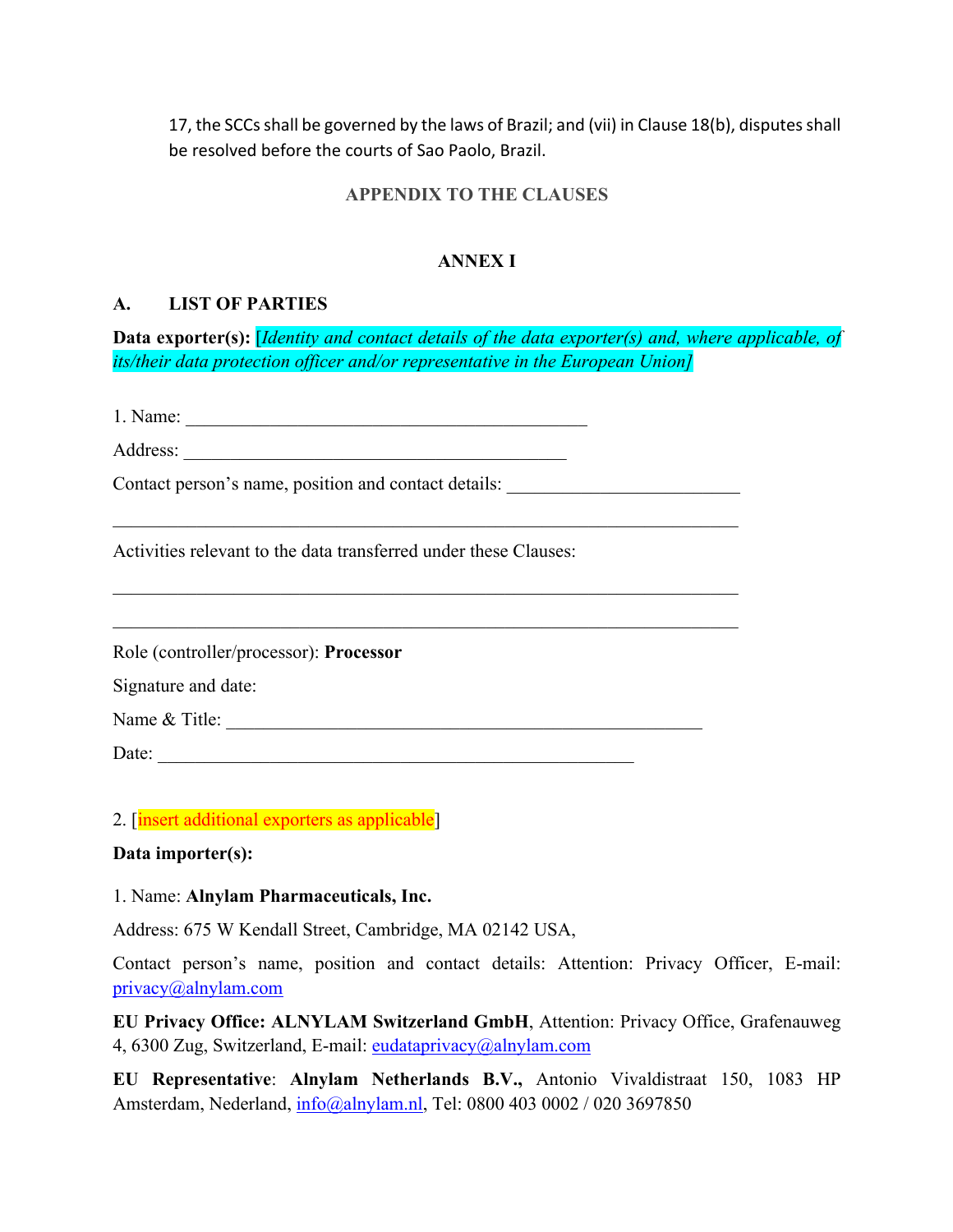17, the SCCs shall be governed by the laws of Brazil; and (vii) in Clause 18(b), disputes shall be resolved before the courts of Sao Paolo, Brazil.

## APPENDIX TO THE CLAUSES

## ANNEX I

### A. LIST OF PARTIES

**Data exporter(s):** [*Identity and contact details of the data exporter(s) and, where applicable, of its/their data protection officer and/or representative in the European Union*]

1. Name: ____________________________________________

Address: __________________________________________

Contact person's name, position and contact details: ________________________

______________________________________________________________________

Activities relevant to the data transferred under these Clauses:

______________________________________________________________________

______________________________________________________________________

Role (controller/processor): **Processor**

Signature and date:

Name & Title: _____________________________________________________

Date: _____________________________________________________

2. [insert additional exporters as applicable]

**Data importer(s):**

1. Name: **Alnylam Pharmaceuticals, Inc.**

Address: 675 W Kendall Street, Cambridge, MA 02142 USA,

Contact person's name, position and contact details: Attention: Privacy Officer, E-mail: privacy@alnylam.com

**EU Privacy Office: ALNYLAM Switzerland GmbH**, Attention: Privacy Office, Grafenauweg 4, 6300 Zug, Switzerland, E-mail: eudataprivacy@alnylam.com

**EU Representative**: **Alnylam Netherlands B.V.,** Antonio Vivaldistraat 150, 1083 HP Amsterdam, Nederland, info@alnylam.nl, Tel: 0800 403 0002 / 020 3697850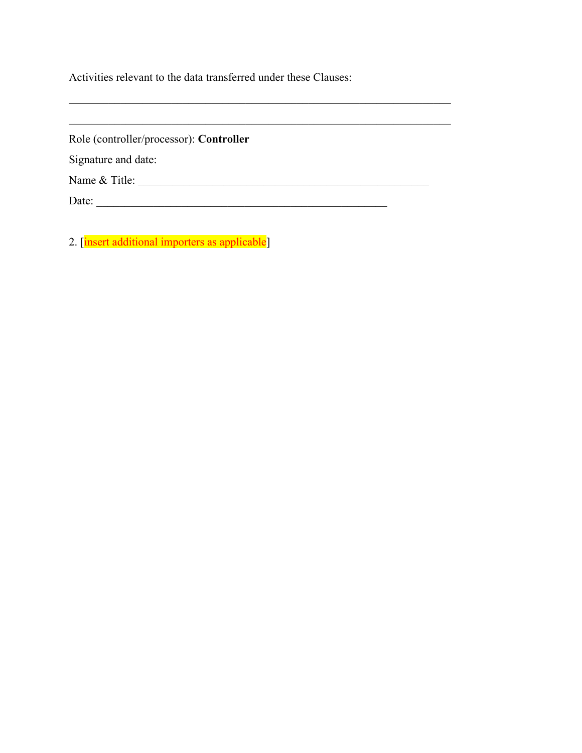Activities relevant to the data transferred under these Clauses:

_____________________________________________________________________

_____________________________________________________________________

Role (controller/processor): **Controller**

Signature and date:

Name & Title: _____________________________________________________

Date: _____________________________________________________

2. [insert additional importers as applicable]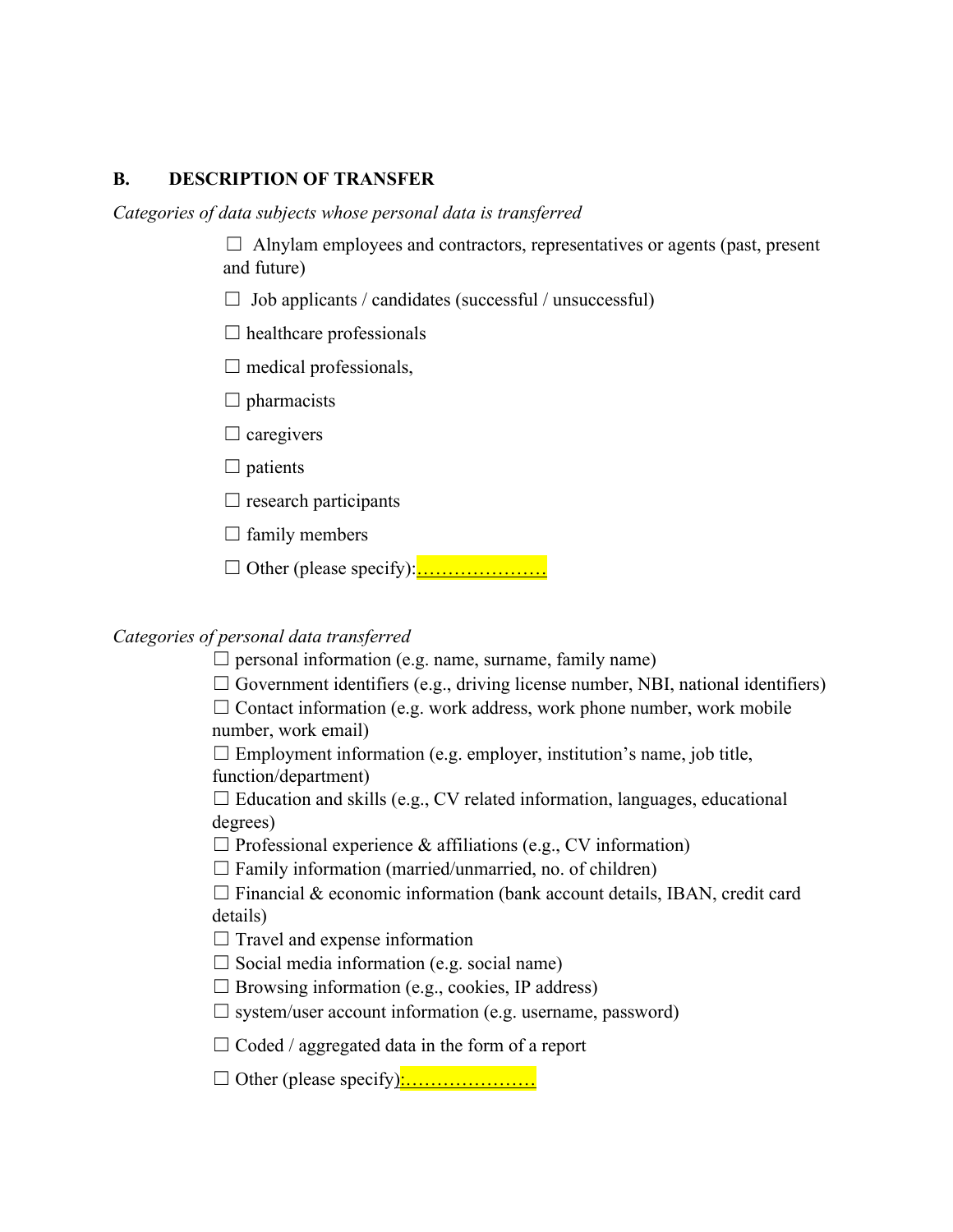## B. DESCRIPTION OF TRANSFER

*Categories of data subjects whose personal data is transferred*

☐ Alnylam employees and contractors, representatives or agents (past, present and future)

☐ Job applicants / candidates (successful / unsuccessful)

☐ healthcare professionals

☐ medical professionals,

☐ pharmacists

☐ caregivers

☐ patients

☐ research participants

☐ family members

☐ Other (please specify):…………………

*Categories of personal data transferred*

☐ personal information (e.g. name, surname, family name)

☐ Government identifiers (e.g., driving license number, NBI, national identifiers)

☐ Contact information (e.g. work address, work phone number, work mobile number, work email)

☐ Employment information (e.g. employer, institution's name, job title, function/department)

☐ Education and skills (e.g., CV related information, languages, educational degrees)

☐ Professional experience & affiliations (e.g., CV information)

☐ Family information (married/unmarried, no. of children)

☐ Financial & economic information (bank account details, IBAN, credit card details)

☐ Travel and expense information

☐ Social media information (e.g. social name)

☐ Browsing information (e.g., cookies, IP address)

☐ system/user account information (e.g. username, password)

☐ Coded / aggregated data in the form of a report

☐ Other (please specify):…………………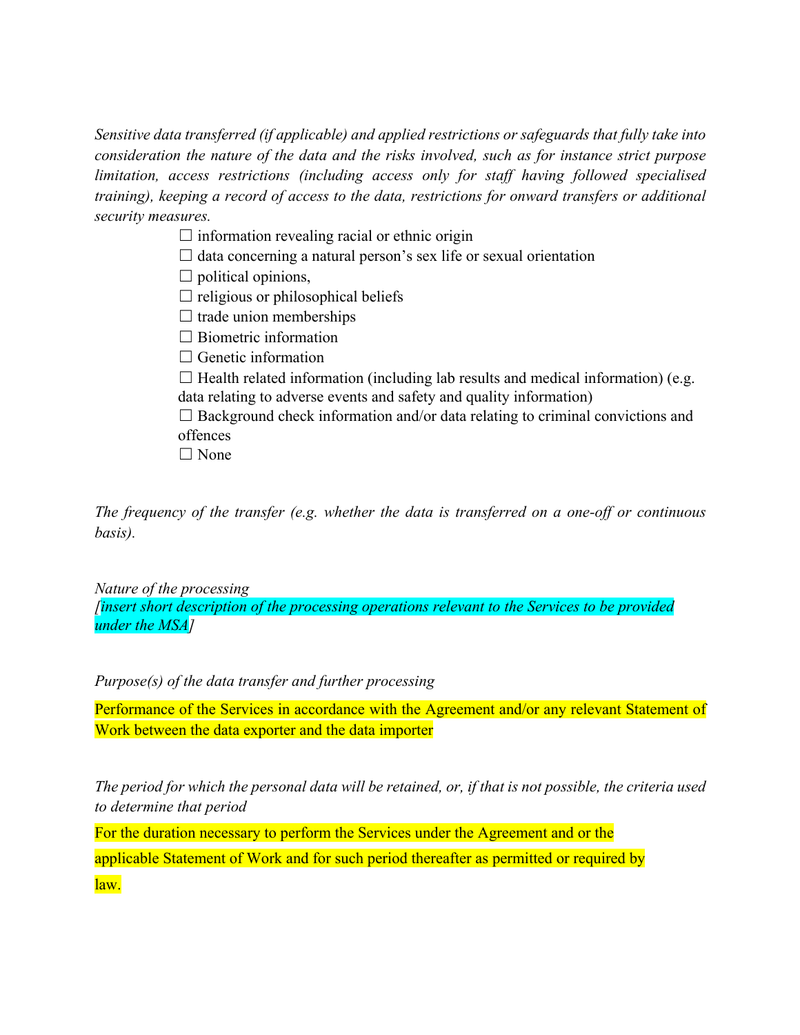*Sensitive data transferred (if applicable) and applied restrictions or safeguards that fully take into consideration the nature of the data and the risks involved, such as for instance strict purpose limitation, access restrictions (including access only for staff having followed specialised training), keeping a record of access to the data, restrictions for onward transfers or additional security measures.*

☐ information revealing racial or ethnic origin
☐ data concerning a natural person's sex life or sexual orientation
☐ political opinions,
☐ religious or philosophical beliefs
☐ trade union memberships
☐ Biometric information
☐ Genetic information
☐ Health related information (including lab results and medical information) (e.g. data relating to adverse events and safety and quality information)
☐ Background check information and/or data relating to criminal convictions and offences
☐ None

*The frequency of the transfer (e.g. whether the data is transferred on a one-off or continuous basis).*

*Nature of the processing*
*[insert short description of the processing operations relevant to the Services to be provided under the MSA]*

*Purpose(s) of the data transfer and further processing*

Performance of the Services in accordance with the Agreement and/or any relevant Statement of Work between the data exporter and the data importer

*The period for which the personal data will be retained, or, if that is not possible, the criteria used to determine that period*

For the duration necessary to perform the Services under the Agreement and or the applicable Statement of Work and for such period thereafter as permitted or required by law.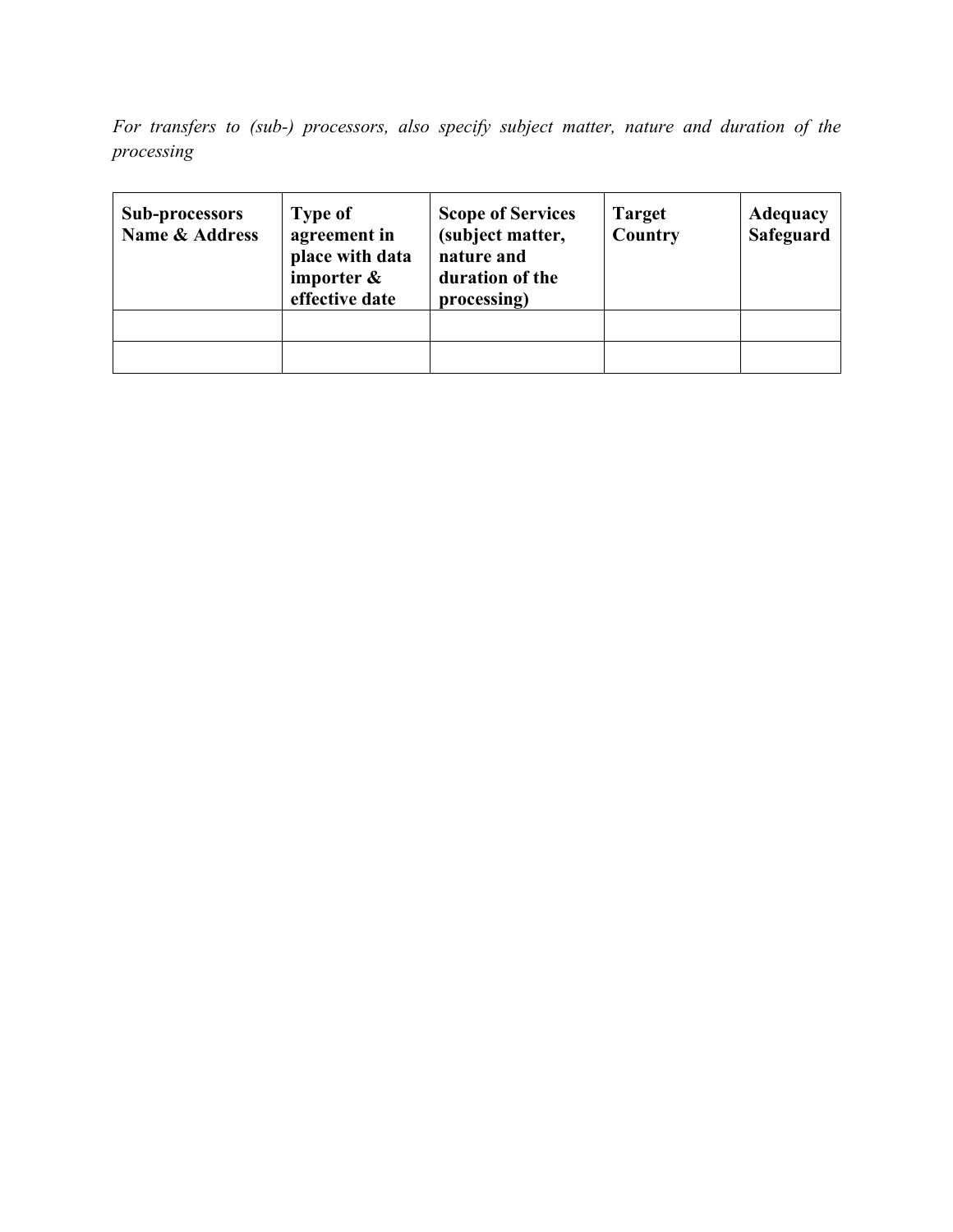*For transfers to (sub-) processors, also specify subject matter, nature and duration of the processing*

| **Sub-processors Name & Address** | **Type of agreement in place with data importer & effective date** | **Scope of Services (subject matter, nature and duration of the processing)** | **Target Country** | **Adequacy Safeguard** |
|---|---|---|---|---|
| | | | | |
| | | | | |